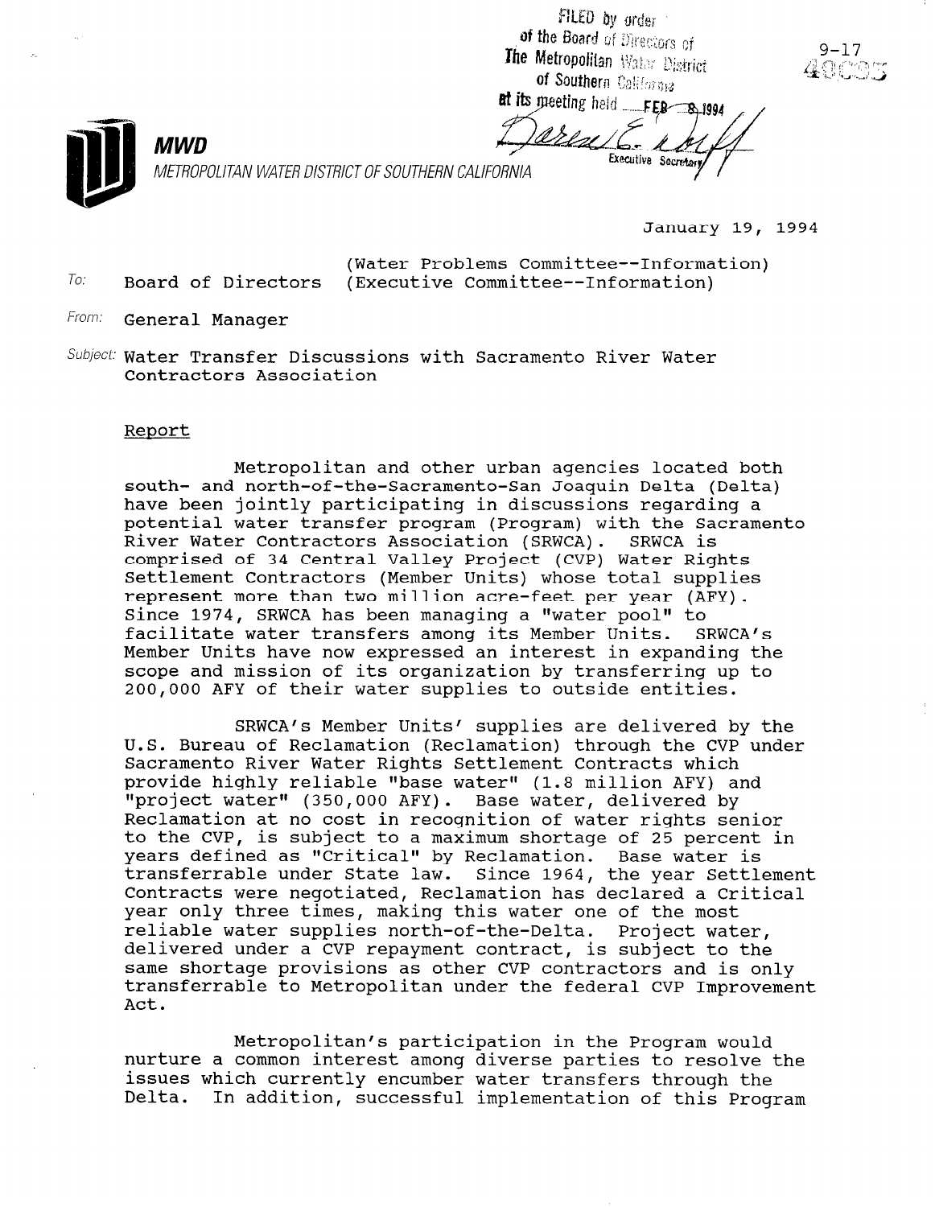FILED by order of the Board of Directors of The Metropolitan Water District of Southern California at its meeting held FEB 8 1994

Executive Secretary

9-17

40095

**MWD**

*METROPOLITAN WATER DISTRICT OF SOUTHERN CALIFORNIA*

January 19, 1994

To: Board of Directors (Water Problems Committee--Information) (Executive Committee--Information)

From: General Manager

Subject: Water Transfer Discussions with Sacramento River Water Contractors Association

Report

Metropolitan and other urban agencies located both south- and north-of-the-Sacramento-San Joaquin Delta (Delta) have been jointly participating in discussions regarding a potential water transfer program (Program) with the Sacramento River Water Contractors Association (SRWCA). SRWCA is comprised of 34 Central Valley Project (CVP) Water Rights Settlement Contractors (Member Units) whose total supplies represent more than two million acre-feet per year (AFY). Since 1974, SRWCA has been managing a "water pool" to facilitate water transfers among its Member Units. SRWCA's Member Units have now expressed an interest in expanding the scope and mission of its organization by transferring up to 200,000 AFY of their water supplies to outside entities.

SRWCA's Member Units' supplies are delivered by the U.S. Bureau of Reclamation (Reclamation) through the CVP under Sacramento River Water Rights Settlement Contracts which provide highly reliable "base water" (1.8 million AFY) and "project water" (350,000 AFY). Base water, delivered by Reclamation at no cost in recognition of water rights senior to the CVP, is subject to a maximum shortage of 25 percent in years defined as "Critical" by Reclamation. Base water is transferrable under State law. Since 1964, the year Settlement Contracts were negotiated, Reclamation has declared a Critical year only three times, making this water one of the most reliable water supplies north-of-the-Delta. Project water, delivered under a CVP repayment contract, is subject to the same shortage provisions as other CVP contractors and is only transferrable to Metropolitan under the federal CVP Improvement Act.

Metropolitan's participation in the Program would nurture a common interest among diverse parties to resolve the issues which currently encumber water transfers through the Delta. In addition, successful implementation of this Program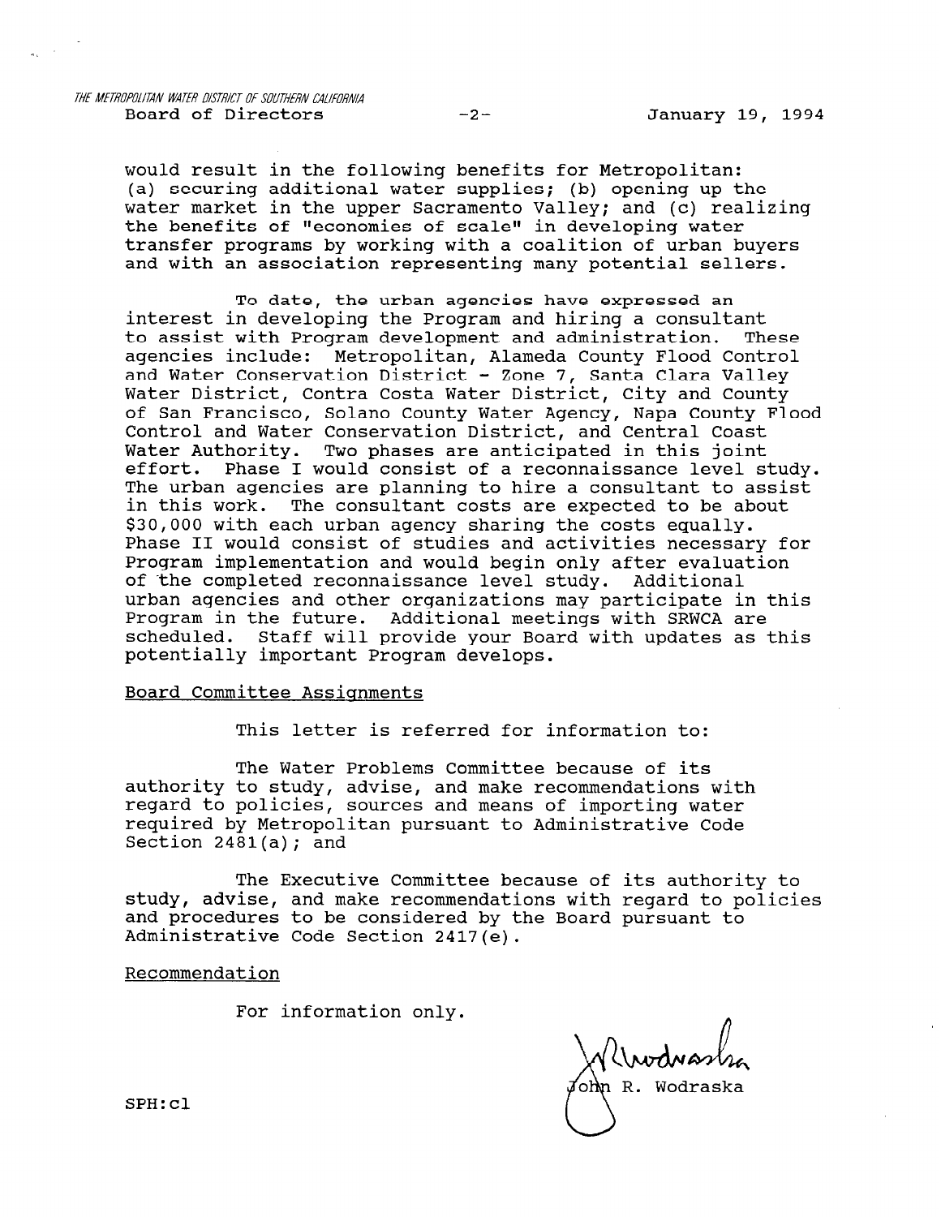would result in the following benefits for Metropolitan: (a) securing additional water supplies; (b) opening up the water market in the upper Sacramento Valley; and (c) realizing the benefits of "economies of scale" in developing water transfer programs by working with a coalition of urban buyers and with an association representing many potential sellers.

To date, the urban agencies have expressed an interest in developing the Program and hiring a consultant to assist with Program development and administration. These agencies include: Metropolitan, Alameda County Flood Control and Water Conservation District - Zone 7, Santa Clara Valley Water District, Contra Costa Water District, City and County of San Francisco, Solano County Water Agency, Napa County Flood Control and Water Conservation District, and Central Coast Water Authority. Two phases are anticipated in this joint effort. Phase I would consist of a reconnaissance level study. The urban agencies are planning to hire a consultant to assist in this work. The consultant costs are expected to be about $30,000 with each urban agency sharing the costs equally. Phase II would consist of studies and activities necessary for Program implementation and would begin only after evaluation of the completed reconnaissance level study. Additional urban agencies and other organizations may participate in this Program in the future. Additional meetings with SRWCA are scheduled. Staff will provide your Board with updates as this potentially important Program develops.

Board Committee Assignments

This letter is referred for information to:

The Water Problems Committee because of its authority to study, advise, and make recommendations with regard to policies, sources and means of importing water required by Metropolitan pursuant to Administrative Code Section 2481(a); and

The Executive Committee because of its authority to study, advise, and make recommendations with regard to policies and procedures to be considered by the Board pursuant to Administrative Code Section 2417(e).

Recommendation

For information only.

John R. Wodraska

SPH:cl